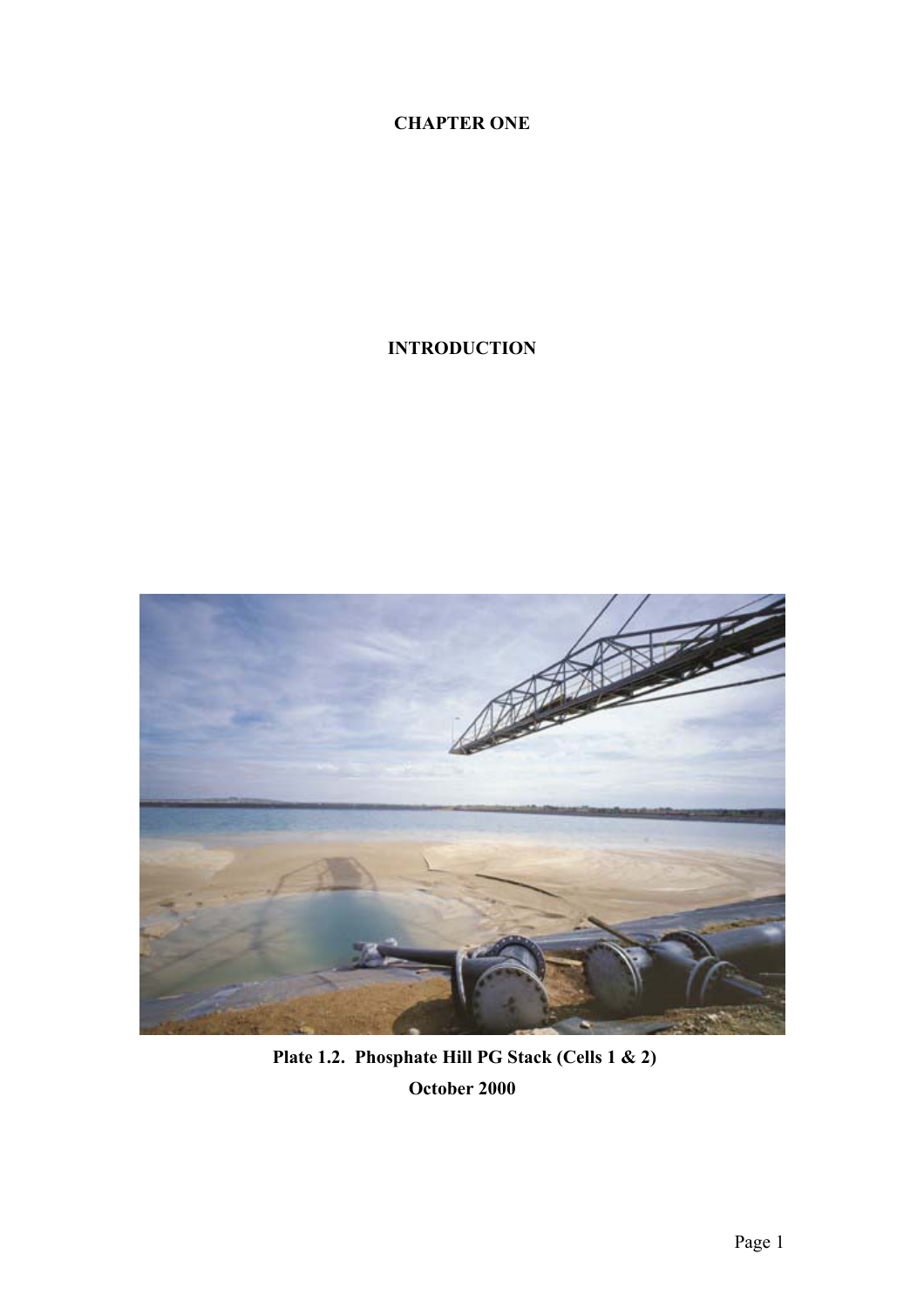# CHAPTER ONE

# INTRODUCTION

**Plate 1.2. Phosphate Hill PG Stack (Cells 1 & 2)**
**October 2000**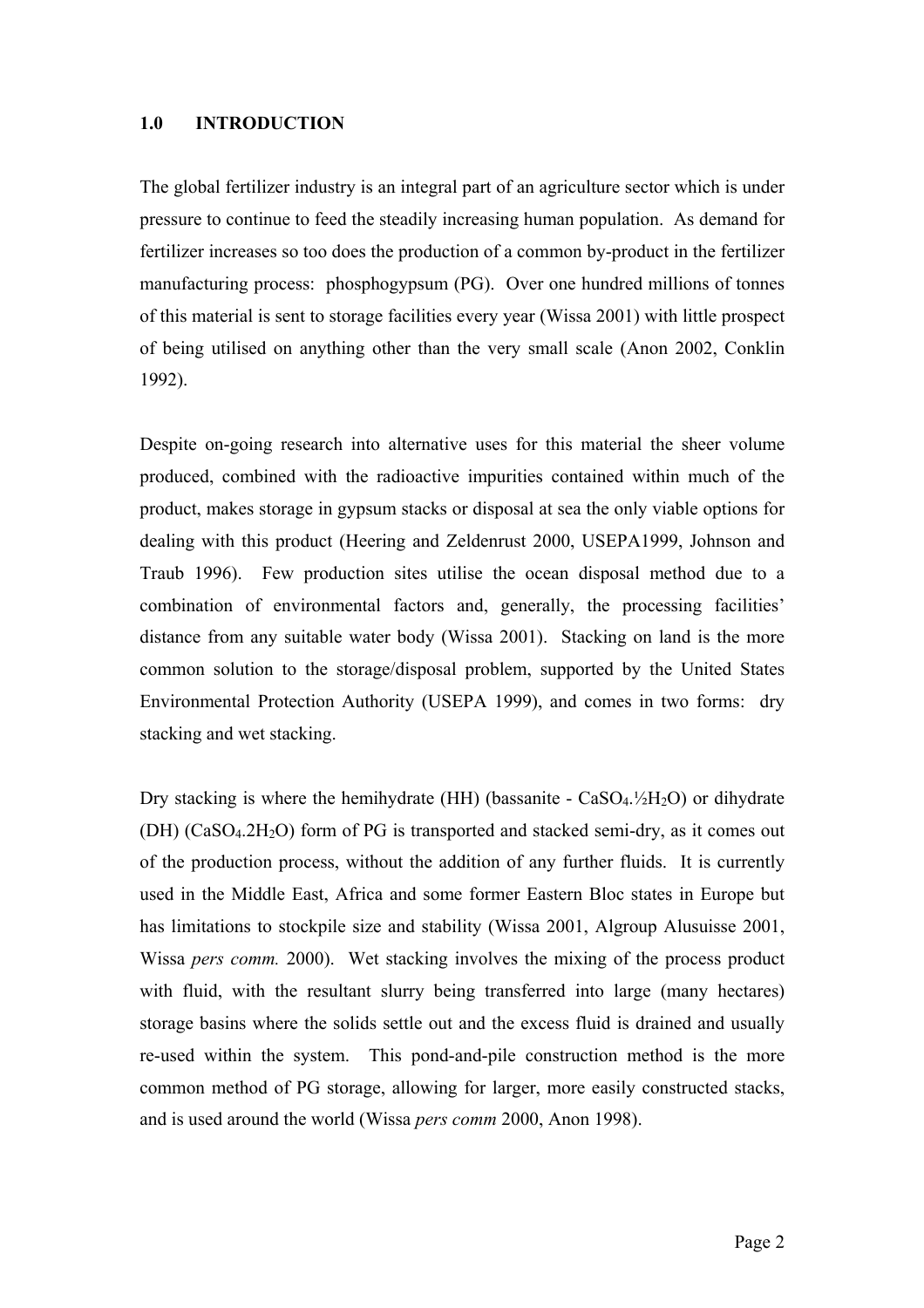## 1.0 INTRODUCTION

The global fertilizer industry is an integral part of an agriculture sector which is under pressure to continue to feed the steadily increasing human population. As demand for fertilizer increases so too does the production of a common by-product in the fertilizer manufacturing process: phosphogypsum (PG). Over one hundred millions of tonnes of this material is sent to storage facilities every year (Wissa 2001) with little prospect of being utilised on anything other than the very small scale (Anon 2002, Conklin 1992).

Despite on-going research into alternative uses for this material the sheer volume produced, combined with the radioactive impurities contained within much of the product, makes storage in gypsum stacks or disposal at sea the only viable options for dealing with this product (Heering and Zeldenrust 2000, USEPA1999, Johnson and Traub 1996). Few production sites utilise the ocean disposal method due to a combination of environmental factors and, generally, the processing facilities' distance from any suitable water body (Wissa 2001). Stacking on land is the more common solution to the storage/disposal problem, supported by the United States Environmental Protection Authority (USEPA 1999), and comes in two forms: dry stacking and wet stacking.

Dry stacking is where the hemihydrate (HH) (bassanite - $CaSO_4.\frac{1}{2}H_2O$) or dihydrate (DH) ($CaSO_4.2H_2O$) form of PG is transported and stacked semi-dry, as it comes out of the production process, without the addition of any further fluids. It is currently used in the Middle East, Africa and some former Eastern Bloc states in Europe but has limitations to stockpile size and stability (Wissa 2001, Algroup Alusuisse 2001, Wissa *pers comm.* 2000). Wet stacking involves the mixing of the process product with fluid, with the resultant slurry being transferred into large (many hectares) storage basins where the solids settle out and the excess fluid is drained and usually re-used within the system. This pond-and-pile construction method is the more common method of PG storage, allowing for larger, more easily constructed stacks, and is used around the world (Wissa *pers comm* 2000, Anon 1998).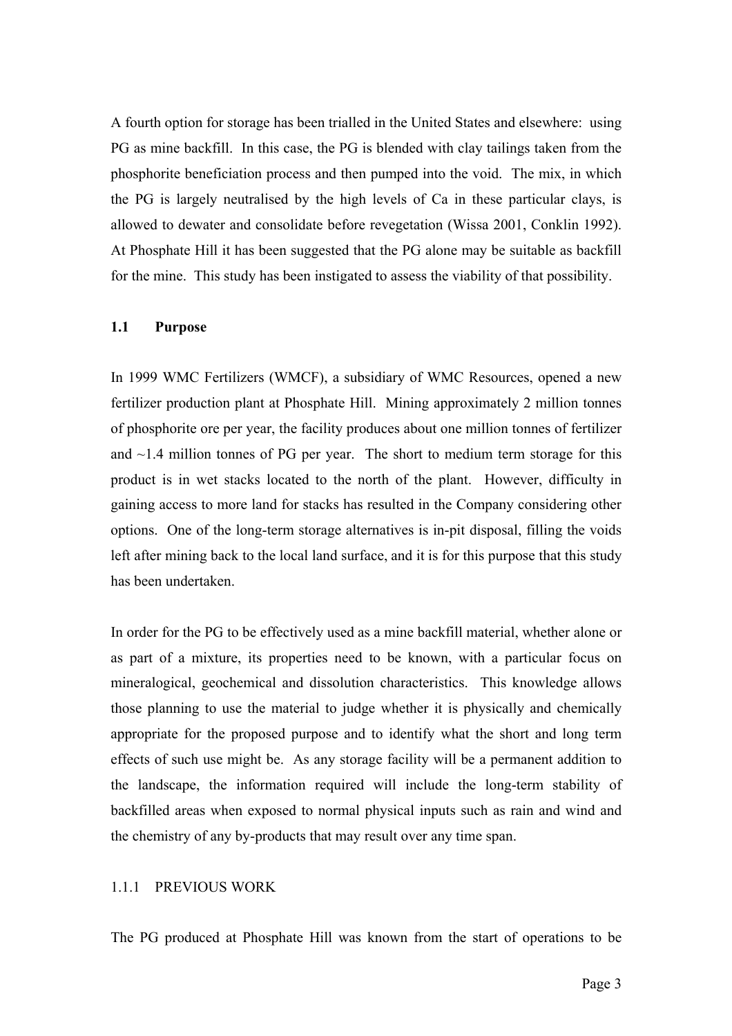A fourth option for storage has been trialled in the United States and elsewhere: using PG as mine backfill. In this case, the PG is blended with clay tailings taken from the phosphorite beneficiation process and then pumped into the void. The mix, in which the PG is largely neutralised by the high levels of Ca in these particular clays, is allowed to dewater and consolidate before revegetation (Wissa 2001, Conklin 1992). At Phosphate Hill it has been suggested that the PG alone may be suitable as backfill for the mine. This study has been instigated to assess the viability of that possibility.

## 1.1 Purpose

In 1999 WMC Fertilizers (WMCF), a subsidiary of WMC Resources, opened a new fertilizer production plant at Phosphate Hill. Mining approximately 2 million tonnes of phosphorite ore per year, the facility produces about one million tonnes of fertilizer and ~1.4 million tonnes of PG per year. The short to medium term storage for this product is in wet stacks located to the north of the plant. However, difficulty in gaining access to more land for stacks has resulted in the Company considering other options. One of the long-term storage alternatives is in-pit disposal, filling the voids left after mining back to the local land surface, and it is for this purpose that this study has been undertaken.

In order for the PG to be effectively used as a mine backfill material, whether alone or as part of a mixture, its properties need to be known, with a particular focus on mineralogical, geochemical and dissolution characteristics. This knowledge allows those planning to use the material to judge whether it is physically and chemically appropriate for the proposed purpose and to identify what the short and long term effects of such use might be. As any storage facility will be a permanent addition to the landscape, the information required will include the long-term stability of backfilled areas when exposed to normal physical inputs such as rain and wind and the chemistry of any by-products that may result over any time span.

### 1.1.1 PREVIOUS WORK

The PG produced at Phosphate Hill was known from the start of operations to be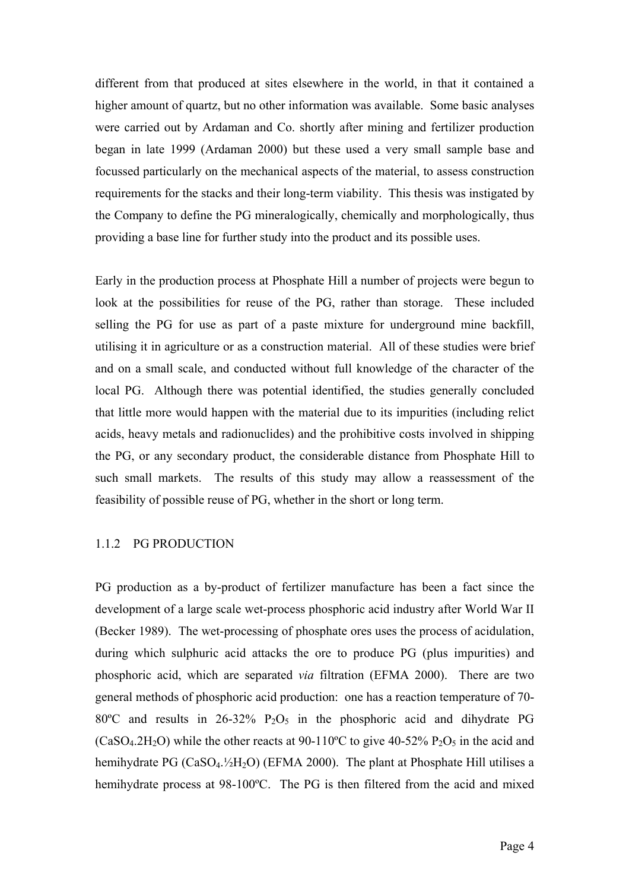different from that produced at sites elsewhere in the world, in that it contained a higher amount of quartz, but no other information was available. Some basic analyses were carried out by Ardaman and Co. shortly after mining and fertilizer production began in late 1999 (Ardaman 2000) but these used a very small sample base and focussed particularly on the mechanical aspects of the material, to assess construction requirements for the stacks and their long-term viability. This thesis was instigated by the Company to define the PG mineralogically, chemically and morphologically, thus providing a base line for further study into the product and its possible uses.

Early in the production process at Phosphate Hill a number of projects were begun to look at the possibilities for reuse of the PG, rather than storage. These included selling the PG for use as part of a paste mixture for underground mine backfill, utilising it in agriculture or as a construction material. All of these studies were brief and on a small scale, and conducted without full knowledge of the character of the local PG. Although there was potential identified, the studies generally concluded that little more would happen with the material due to its impurities (including relict acids, heavy metals and radionuclides) and the prohibitive costs involved in shipping the PG, or any secondary product, the considerable distance from Phosphate Hill to such small markets. The results of this study may allow a reassessment of the feasibility of possible reuse of PG, whether in the short or long term.

### 1.1.2 PG PRODUCTION

PG production as a by-product of fertilizer manufacture has been a fact since the development of a large scale wet-process phosphoric acid industry after World War II (Becker 1989). The wet-processing of phosphate ores uses the process of acidulation, during which sulphuric acid attacks the ore to produce PG (plus impurities) and phosphoric acid, which are separated *via* filtration (EFMA 2000). There are two general methods of phosphoric acid production: one has a reaction temperature of 70-80ºC and results in 26-32% $P_2O_5$ in the phosphoric acid and dihydrate PG ($CaSO_4.2H_2O$) while the other reacts at 90-110ºC to give 40-52% $P_2O_5$ in the acid and hemihydrate PG ($CaSO_4.\frac{1}{2}H_2O$) (EFMA 2000). The plant at Phosphate Hill utilises a hemihydrate process at 98-100ºC. The PG is then filtered from the acid and mixed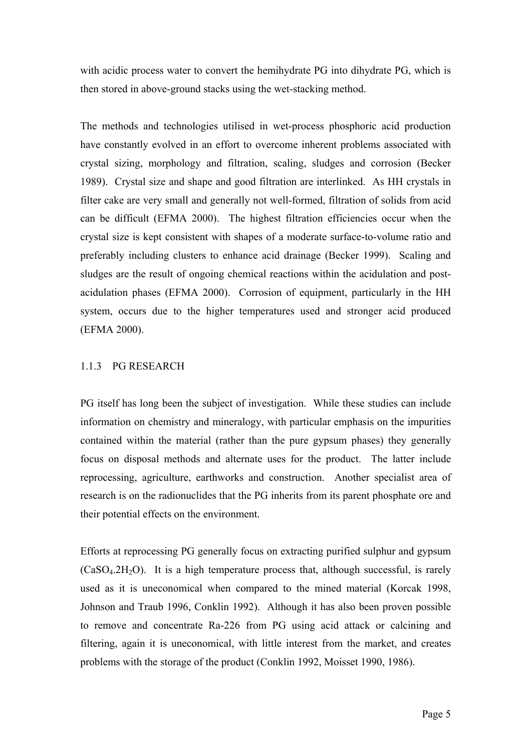with acidic process water to convert the hemihydrate PG into dihydrate PG, which is then stored in above-ground stacks using the wet-stacking method.

The methods and technologies utilised in wet-process phosphoric acid production have constantly evolved in an effort to overcome inherent problems associated with crystal sizing, morphology and filtration, scaling, sludges and corrosion (Becker 1989). Crystal size and shape and good filtration are interlinked. As HH crystals in filter cake are very small and generally not well-formed, filtration of solids from acid can be difficult (EFMA 2000). The highest filtration efficiencies occur when the crystal size is kept consistent with shapes of a moderate surface-to-volume ratio and preferably including clusters to enhance acid drainage (Becker 1999). Scaling and sludges are the result of ongoing chemical reactions within the acidulation and post-acidulation phases (EFMA 2000). Corrosion of equipment, particularly in the HH system, occurs due to the higher temperatures used and stronger acid produced (EFMA 2000).

### 1.1.3 PG RESEARCH

PG itself has long been the subject of investigation. While these studies can include information on chemistry and mineralogy, with particular emphasis on the impurities contained within the material (rather than the pure gypsum phases) they generally focus on disposal methods and alternate uses for the product. The latter include reprocessing, agriculture, earthworks and construction. Another specialist area of research is on the radionuclides that the PG inherits from its parent phosphate ore and their potential effects on the environment.

Efforts at reprocessing PG generally focus on extracting purified sulphur and gypsum ($CaSO_4.2H_2O$). It is a high temperature process that, although successful, is rarely used as it is uneconomical when compared to the mined material (Korcak 1998, Johnson and Traub 1996, Conklin 1992). Although it has also been proven possible to remove and concentrate Ra-226 from PG using acid attack or calcining and filtering, again it is uneconomical, with little interest from the market, and creates problems with the storage of the product (Conklin 1992, Moisset 1990, 1986).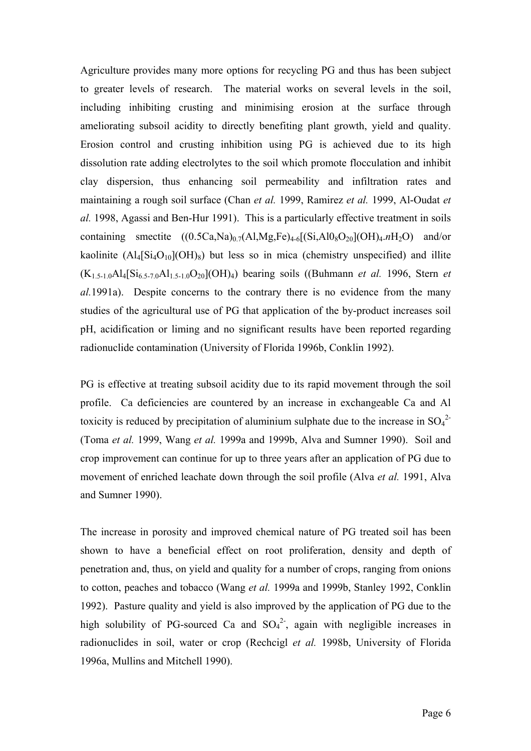Agriculture provides many more options for recycling PG and thus has been subject to greater levels of research. The material works on several levels in the soil, including inhibiting crusting and minimising erosion at the surface through ameliorating subsoil acidity to directly benefiting plant growth, yield and quality. Erosion control and crusting inhibition using PG is achieved due to its high dissolution rate adding electrolytes to the soil which promote flocculation and inhibit clay dispersion, thus enhancing soil permeability and infiltration rates and maintaining a rough soil surface (Chan *et al.* 1999, Ramirez *et al.* 1999, Al-Oudat *et al.* 1998, Agassi and Ben-Hur 1991). This is a particularly effective treatment in soils containing smectite ($(0.5Ca,Na)_{0.7}(Al,Mg,Fe)_{4\text{-}6}[(Si,Al0_8O_{20}](OH)_4.nH_2O$) and/or kaolinite ($Al_4[Si_4O_{10}](OH)_8$) but less so in mica (chemistry unspecified) and illite ($K_{1.5\text{-}1.0}Al_4[Si_{6.5\text{-}7.0}Al_{1.5\text{-}1.0}O_{20}](OH)_4$) bearing soils ((Buhmann *et al.* 1996, Stern *et al.*1991a). Despite concerns to the contrary there is no evidence from the many studies of the agricultural use of PG that application of the by-product increases soil pH, acidification or liming and no significant results have been reported regarding radionuclide contamination (University of Florida 1996b, Conklin 1992).

PG is effective at treating subsoil acidity due to its rapid movement through the soil profile. Ca deficiencies are countered by an increase in exchangeable Ca and Al toxicity is reduced by precipitation of aluminium sulphate due to the increase in $SO_4^{2-}$ (Toma *et al.* 1999, Wang *et al.* 1999a and 1999b, Alva and Sumner 1990). Soil and crop improvement can continue for up to three years after an application of PG due to movement of enriched leachate down through the soil profile (Alva *et al.* 1991, Alva and Sumner 1990).

The increase in porosity and improved chemical nature of PG treated soil has been shown to have a beneficial effect on root proliferation, density and depth of penetration and, thus, on yield and quality for a number of crops, ranging from onions to cotton, peaches and tobacco (Wang *et al.* 1999a and 1999b, Stanley 1992, Conklin 1992). Pasture quality and yield is also improved by the application of PG due to the high solubility of PG-sourced Ca and $SO_4^{2-}$, again with negligible increases in radionuclides in soil, water or crop (Rechcigl *et al.* 1998b, University of Florida 1996a, Mullins and Mitchell 1990).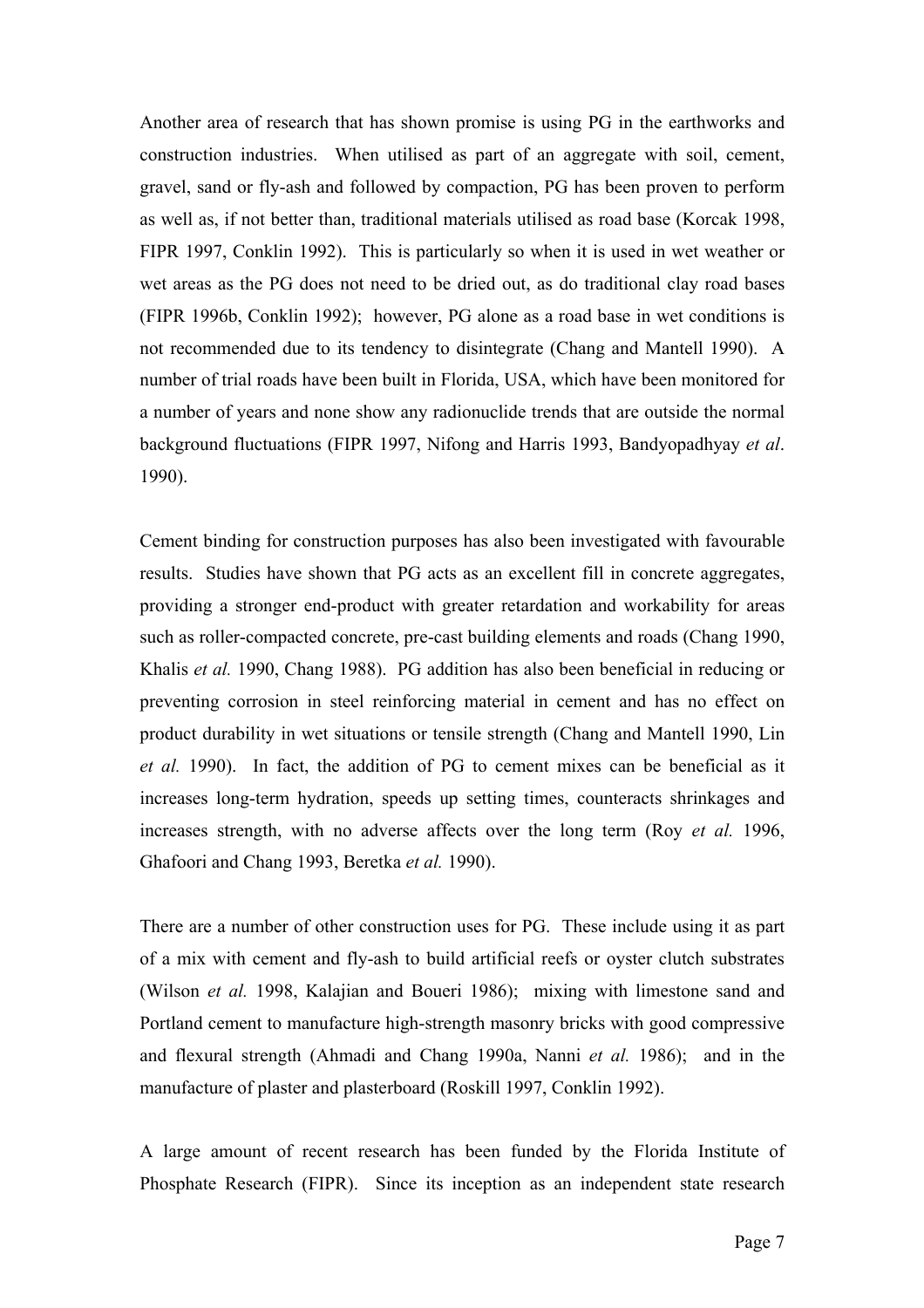Another area of research that has shown promise is using PG in the earthworks and construction industries. When utilised as part of an aggregate with soil, cement, gravel, sand or fly-ash and followed by compaction, PG has been proven to perform as well as, if not better than, traditional materials utilised as road base (Korcak 1998, FIPR 1997, Conklin 1992). This is particularly so when it is used in wet weather or wet areas as the PG does not need to be dried out, as do traditional clay road bases (FIPR 1996b, Conklin 1992); however, PG alone as a road base in wet conditions is not recommended due to its tendency to disintegrate (Chang and Mantell 1990). A number of trial roads have been built in Florida, USA, which have been monitored for a number of years and none show any radionuclide trends that are outside the normal background fluctuations (FIPR 1997, Nifong and Harris 1993, Bandyopadhyay *et al*. 1990).

Cement binding for construction purposes has also been investigated with favourable results. Studies have shown that PG acts as an excellent fill in concrete aggregates, providing a stronger end-product with greater retardation and workability for areas such as roller-compacted concrete, pre-cast building elements and roads (Chang 1990, Khalis *et al.* 1990, Chang 1988). PG addition has also been beneficial in reducing or preventing corrosion in steel reinforcing material in cement and has no effect on product durability in wet situations or tensile strength (Chang and Mantell 1990, Lin *et al.* 1990). In fact, the addition of PG to cement mixes can be beneficial as it increases long-term hydration, speeds up setting times, counteracts shrinkages and increases strength, with no adverse affects over the long term (Roy *et al.* 1996, Ghafoori and Chang 1993, Beretka *et al.* 1990).

There are a number of other construction uses for PG. These include using it as part of a mix with cement and fly-ash to build artificial reefs or oyster clutch substrates (Wilson *et al.* 1998, Kalajian and Boueri 1986); mixing with limestone sand and Portland cement to manufacture high-strength masonry bricks with good compressive and flexural strength (Ahmadi and Chang 1990a, Nanni *et al.* 1986); and in the manufacture of plaster and plasterboard (Roskill 1997, Conklin 1992).

A large amount of recent research has been funded by the Florida Institute of Phosphate Research (FIPR). Since its inception as an independent state research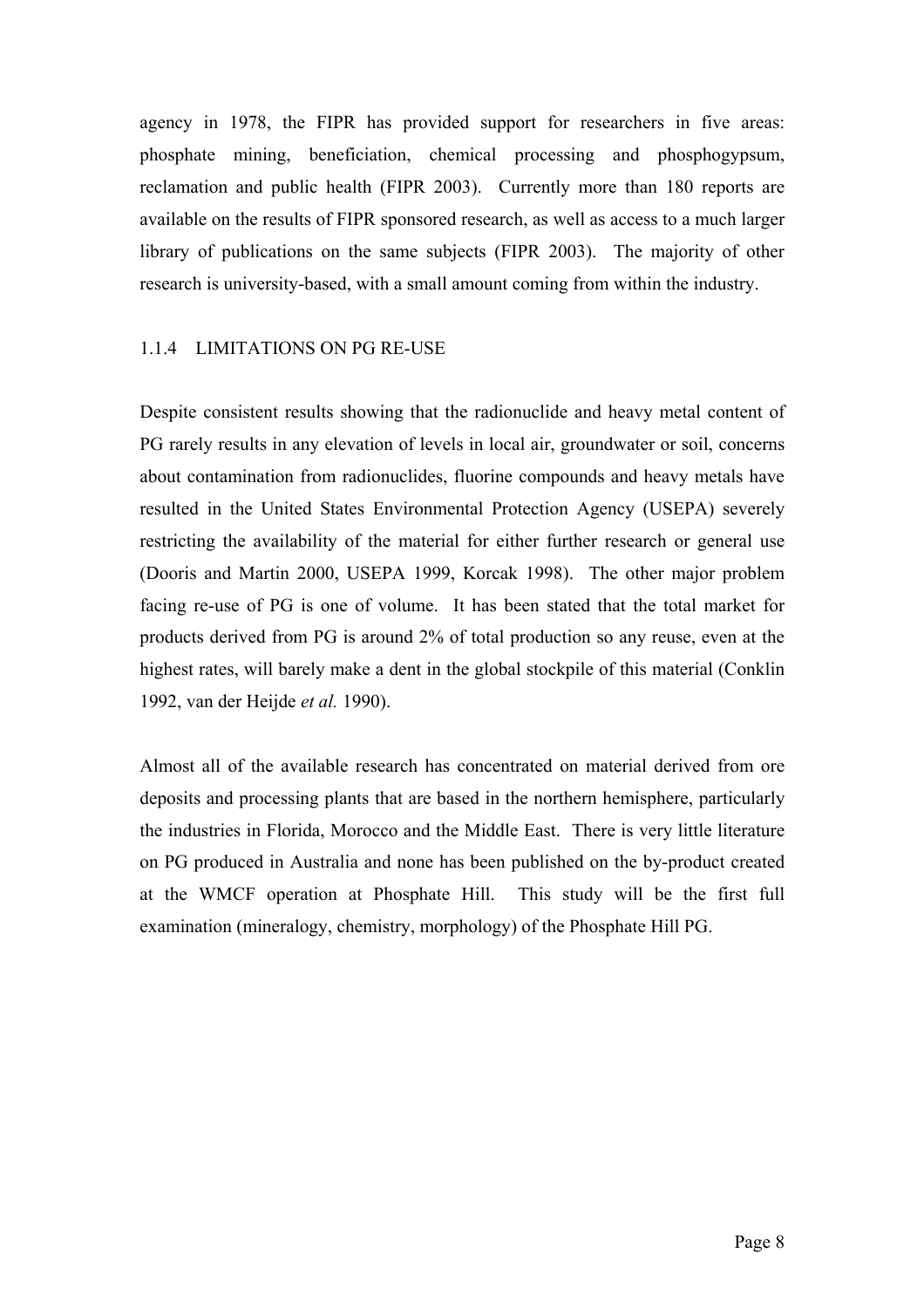agency in 1978, the FIPR has provided support for researchers in five areas: phosphate mining, beneficiation, chemical processing and phosphogypsum, reclamation and public health (FIPR 2003). Currently more than 180 reports are available on the results of FIPR sponsored research, as well as access to a much larger library of publications on the same subjects (FIPR 2003). The majority of other research is university-based, with a small amount coming from within the industry.

### 1.1.4 LIMITATIONS ON PG RE-USE

Despite consistent results showing that the radionuclide and heavy metal content of PG rarely results in any elevation of levels in local air, groundwater or soil, concerns about contamination from radionuclides, fluorine compounds and heavy metals have resulted in the United States Environmental Protection Agency (USEPA) severely restricting the availability of the material for either further research or general use (Dooris and Martin 2000, USEPA 1999, Korcak 1998). The other major problem facing re-use of PG is one of volume. It has been stated that the total market for products derived from PG is around 2% of total production so any reuse, even at the highest rates, will barely make a dent in the global stockpile of this material (Conklin 1992, van der Heijde *et al.* 1990).

Almost all of the available research has concentrated on material derived from ore deposits and processing plants that are based in the northern hemisphere, particularly the industries in Florida, Morocco and the Middle East. There is very little literature on PG produced in Australia and none has been published on the by-product created at the WMCF operation at Phosphate Hill. This study will be the first full examination (mineralogy, chemistry, morphology) of the Phosphate Hill PG.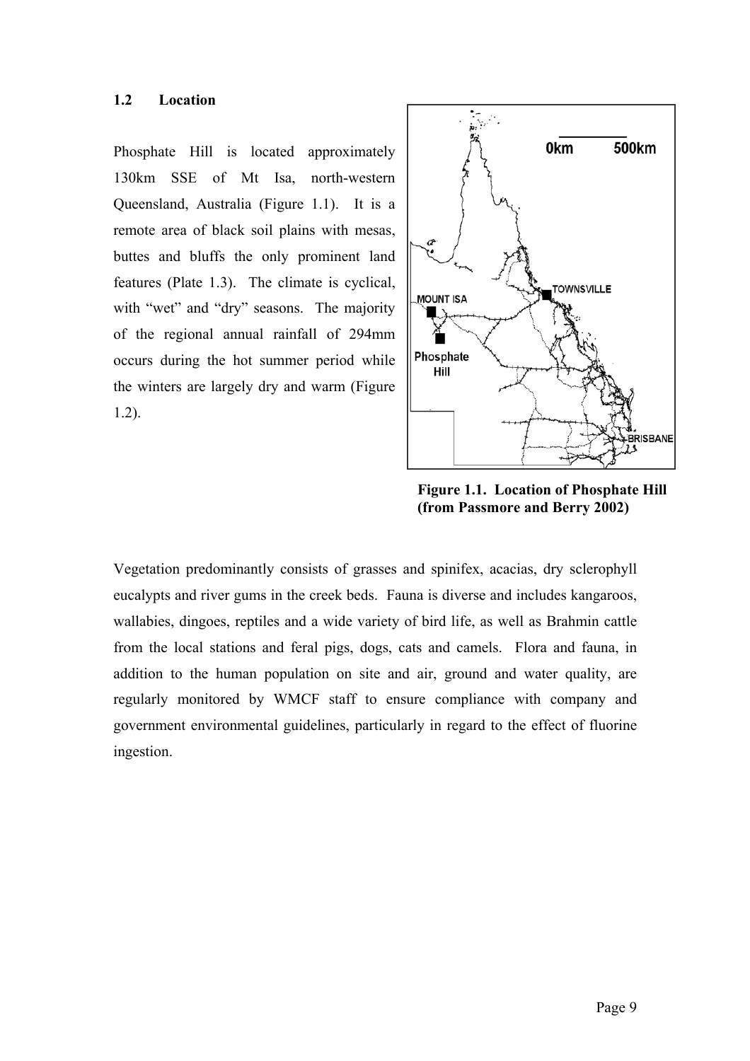## 1.2 Location

Phosphate Hill is located approximately 130km SSE of Mt Isa, north-western Queensland, Australia (Figure 1.1). It is a remote area of black soil plains with mesas, buttes and bluffs the only prominent land features (Plate 1.3). The climate is cyclical, with "wet" and "dry" seasons. The majority of the regional annual rainfall of 294mm occurs during the hot summer period while the winters are largely dry and warm (Figure 1.2).

**Figure 1.1. Location of Phosphate Hill (from Passmore and Berry 2002)**

Vegetation predominantly consists of grasses and spinifex, acacias, dry sclerophyll eucalypts and river gums in the creek beds. Fauna is diverse and includes kangaroos, wallabies, dingoes, reptiles and a wide variety of bird life, as well as Brahmin cattle from the local stations and feral pigs, dogs, cats and camels. Flora and fauna, in addition to the human population on site and air, ground and water quality, are regularly monitored by WMCF staff to ensure compliance with company and government environmental guidelines, particularly in regard to the effect of fluorine ingestion.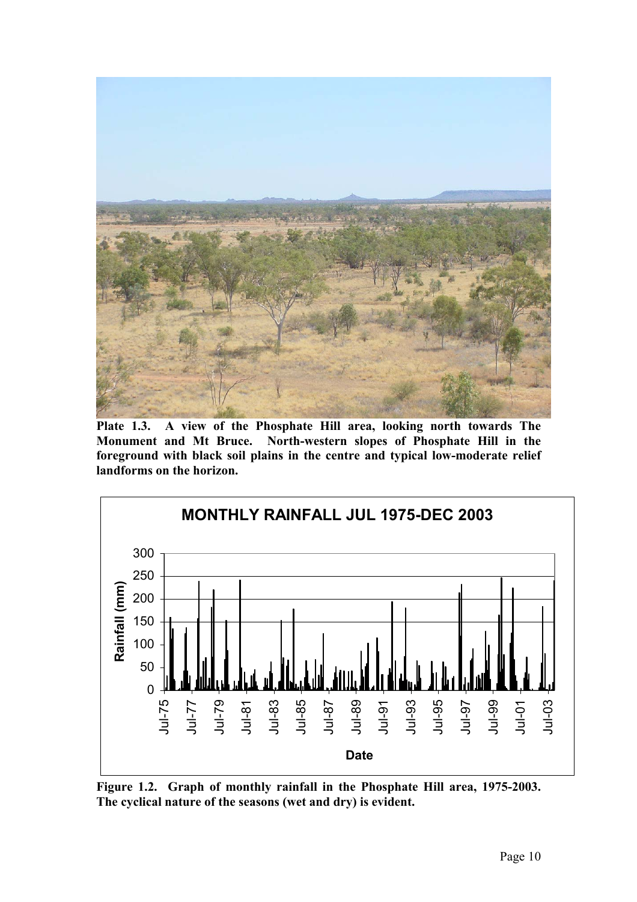**Plate 1.3. A view of the Phosphate Hill area, looking north towards The Monument and Mt Bruce. North-western slopes of Phosphate Hill in the foreground with black soil plains in the centre and typical low-moderate relief landforms on the horizon.**

**Figure 1.2. Graph of monthly rainfall in the Phosphate Hill area, 1975-2003. The cyclical nature of the seasons (wet and dry) is evident.**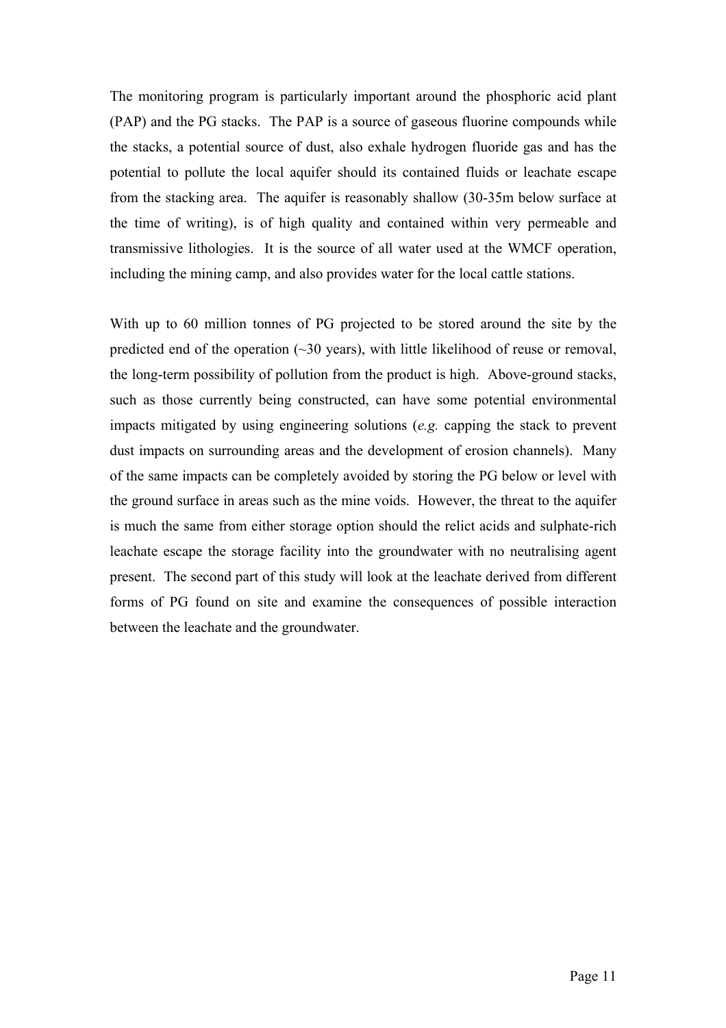The monitoring program is particularly important around the phosphoric acid plant (PAP) and the PG stacks. The PAP is a source of gaseous fluorine compounds while the stacks, a potential source of dust, also exhale hydrogen fluoride gas and has the potential to pollute the local aquifer should its contained fluids or leachate escape from the stacking area. The aquifer is reasonably shallow (30-35m below surface at the time of writing), is of high quality and contained within very permeable and transmissive lithologies. It is the source of all water used at the WMCF operation, including the mining camp, and also provides water for the local cattle stations.

With up to 60 million tonnes of PG projected to be stored around the site by the predicted end of the operation (~30 years), with little likelihood of reuse or removal, the long-term possibility of pollution from the product is high. Above-ground stacks, such as those currently being constructed, can have some potential environmental impacts mitigated by using engineering solutions (*e.g.* capping the stack to prevent dust impacts on surrounding areas and the development of erosion channels). Many of the same impacts can be completely avoided by storing the PG below or level with the ground surface in areas such as the mine voids. However, the threat to the aquifer is much the same from either storage option should the relict acids and sulphate-rich leachate escape the storage facility into the groundwater with no neutralising agent present. The second part of this study will look at the leachate derived from different forms of PG found on site and examine the consequences of possible interaction between the leachate and the groundwater.